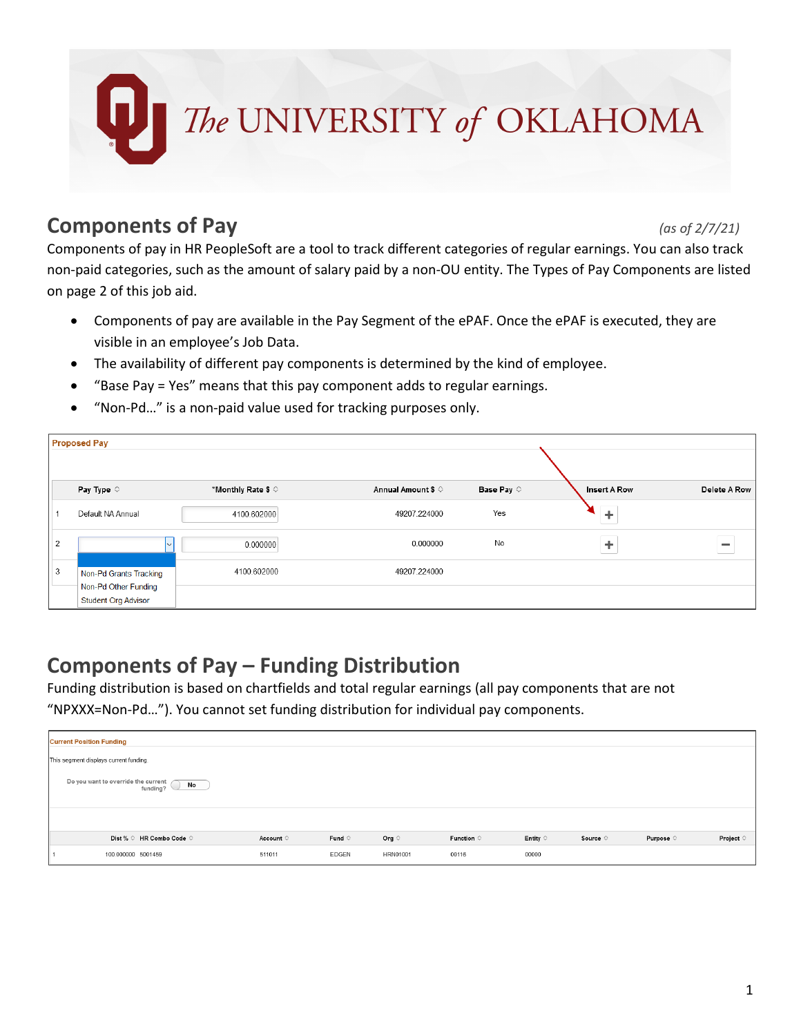# Components of Pay

*(as of 2/7/21)*

Components of pay in HR PeopleSoft are a tool to track different categories of regular earnings. You can also track non-paid categories, such as the amount of salary paid by a non-OU entity. The Types of Pay Components are listed on page 2 of this job aid.

- Components of pay are available in the Pay Segment of the ePAF. Once the ePAF is executed, they are visible in an employee's Job Data.
- The availability of different pay components is determined by the kind of employee.
- "Base Pay = Yes" means that this pay component adds to regular earnings.
- "Non-Pd…" is a non-paid value used for tracking purposes only.

**Proposed Pay**

| | Pay Type | *Monthly Rate $ | Annual Amount $ | Base Pay | Insert A Row | Delete A Row |
|---|---|---|---|---|---|---|
| 1 | Default NA Annual | 4100.602000 | 49207.224000 | Yes | + | |
| 2 | (dropdown: Non-Pd Grants Tracking, Non-Pd Other Funding, Student Org Advisor) | 0.000000 | 0.000000 | No | + | − |
| 3 | | 4100.602000 | 49207.224000 | | | |

## Components of Pay – Funding Distribution

Funding distribution is based on chartfields and total regular earnings (all pay components that are not "NPXXX=Non-Pd…"). You cannot set funding distribution for individual pay components.

**Current Position Funding**

This segment displays current funding.

Do you want to override the current funding? No

| | Dist % | HR Combo Code | Account | Fund | Org | Function | Entity | Source | Purpose | Project |
|---|---|---|---|---|---|---|---|---|---|---|
| 1 | 100.000000 | 5001459 | 511011 | EDGEN | HRN01001 | 00116 | 00000 | | | |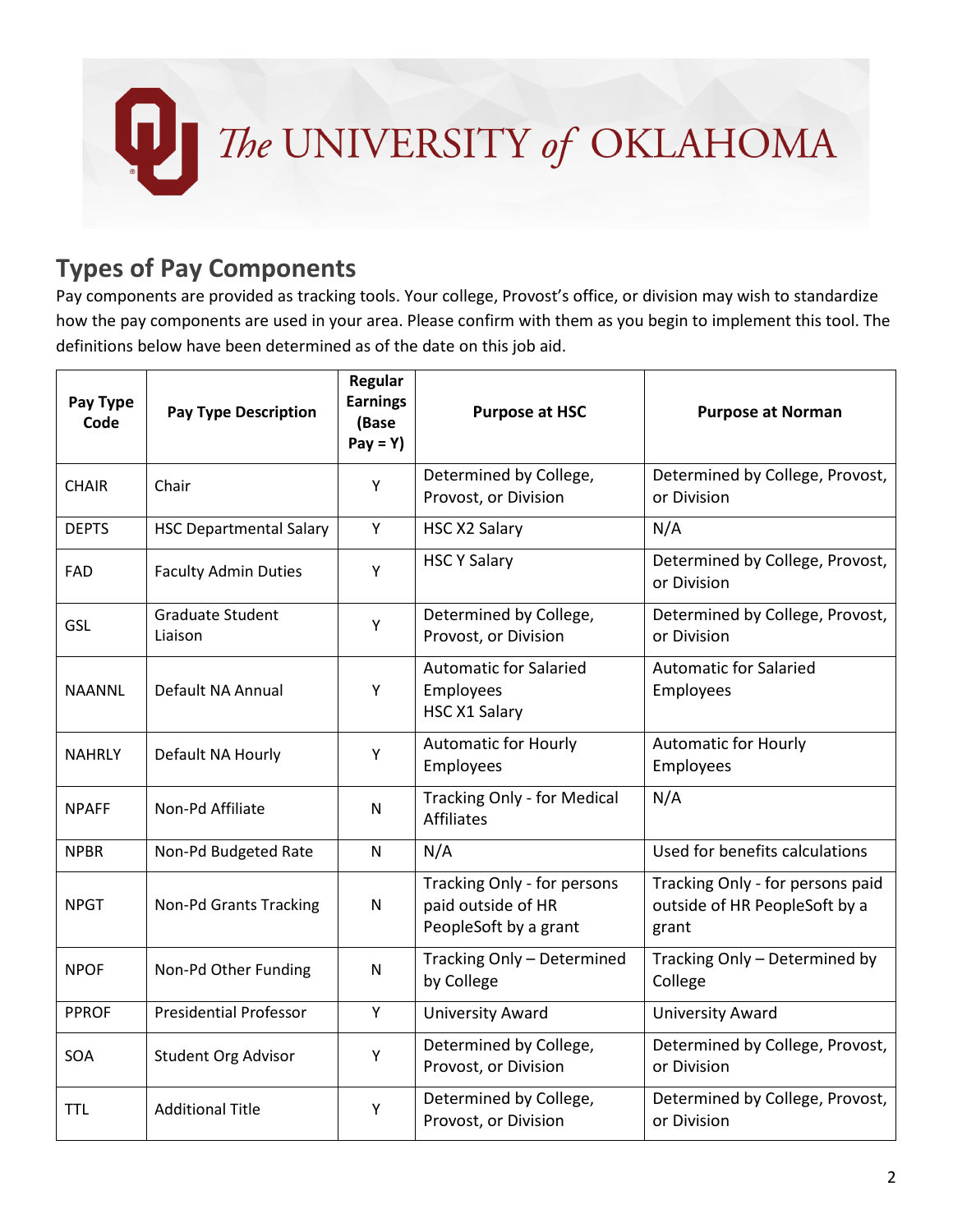## Types of Pay Components

Pay components are provided as tracking tools. Your college, Provost's office, or division may wish to standardize how the pay components are used in your area. Please confirm with them as you begin to implement this tool. The definitions below have been determined as of the date on this job aid.

| Pay Type Code | Pay Type Description | Regular Earnings (Base Pay = Y) | Purpose at HSC | Purpose at Norman |
|---|---|---|---|---|
| CHAIR | Chair | Y | Determined by College, Provost, or Division | Determined by College, Provost, or Division |
| DEPTS | HSC Departmental Salary | Y | HSC X2 Salary | N/A |
| FAD | Faculty Admin Duties | Y | HSC Y Salary | Determined by College, Provost, or Division |
| GSL | Graduate Student Liaison | Y | Determined by College, Provost, or Division | Determined by College, Provost, or Division |
| NAANNL | Default NA Annual | Y | Automatic for Salaried Employees<br>HSC X1 Salary | Automatic for Salaried Employees |
| NAHRLY | Default NA Hourly | Y | Automatic for Hourly Employees | Automatic for Hourly Employees |
| NPAFF | Non-Pd Affiliate | N | Tracking Only - for Medical Affiliates | N/A |
| NPBR | Non-Pd Budgeted Rate | N | N/A | Used for benefits calculations |
| NPGT | Non-Pd Grants Tracking | N | Tracking Only - for persons paid outside of HR PeopleSoft by a grant | Tracking Only - for persons paid outside of HR PeopleSoft by a grant |
| NPOF | Non-Pd Other Funding | N | Tracking Only – Determined by College | Tracking Only – Determined by College |
| PPROF | Presidential Professor | Y | University Award | University Award |
| SOA | Student Org Advisor | Y | Determined by College, Provost, or Division | Determined by College, Provost, or Division |
| TTL | Additional Title | Y | Determined by College, Provost, or Division | Determined by College, Provost, or Division |